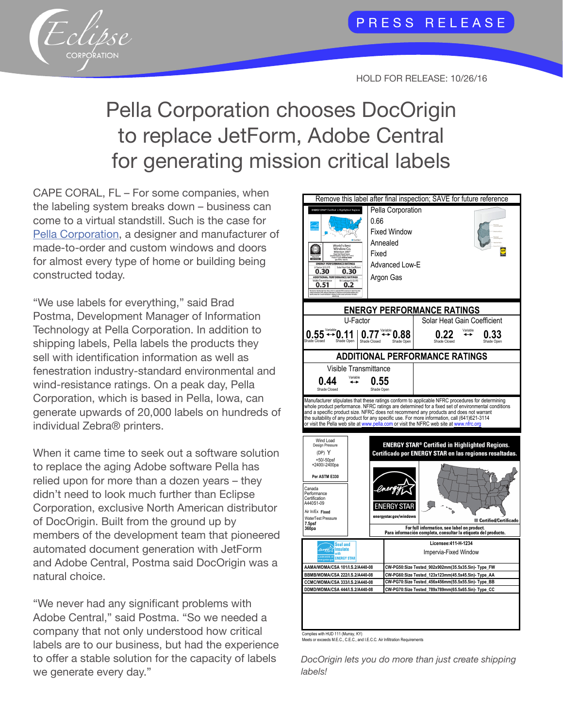PRESS RELEASE

HOLD FOR RELEASE: 10/26/16

# Pella Corporation chooses DocOrigin to replace JetForm, Adobe Central for generating mission critical labels

CAPE CORAL, FL – For some companies, when the labeling system breaks down – business can come to a virtual standstill. Such is the case for Pella Corporation, a designer and manufacturer of made-to-order and custom windows and doors for almost every type of home or building being constructed today.

"We use labels for everything," said Brad Postma, Development Manager of Information Technology at Pella Corporation. In addition to shipping labels, Pella labels the products they sell with identification information as well as fenestration industry-standard environmental and wind-resistance ratings. On a peak day, Pella Corporation, which is based in Pella, Iowa, can generate upwards of 20,000 labels on hundreds of individual Zebra® printers.

When it came time to seek out a software solution to replace the aging Adobe software Pella has relied upon for more than a dozen years – they didn't need to look much further than Eclipse Corporation, exclusive North American distributor of DocOrigin. Built from the ground up by members of the development team that pioneered automated document generation with JetForm and Adobe Central, Postma said DocOrigin was a natural choice.

"We never had any significant problems with Adobe Central," said Postma. "So we needed a company that not only understood how critical labels are to our business, but had the experience to offer a stable solution for the capacity of labels we generate every day."

*DocOrigin lets you do more than just create shipping labels!*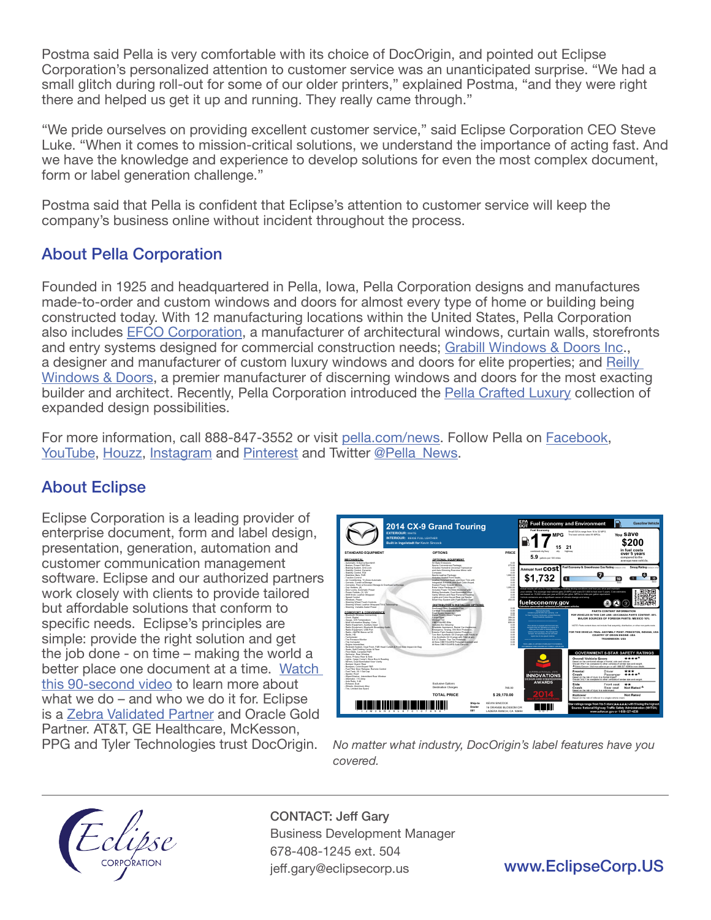Postma said Pella is very comfortable with its choice of DocOrigin, and pointed out Eclipse Corporation's personalized attention to customer service was an unanticipated surprise. "We had a small glitch during roll-out for some of our older printers," explained Postma, "and they were right there and helped us get it up and running. They really came through."

"We pride ourselves on providing excellent customer service," said Eclipse Corporation CEO Steve Luke. "When it comes to mission-critical solutions, we understand the importance of acting fast. And we have the knowledge and experience to develop solutions for even the most complex document, form or label generation challenge."

Postma said that Pella is confident that Eclipse's attention to customer service will keep the company's business online without incident throughout the process.

## About Pella Corporation

Founded in 1925 and headquartered in Pella, Iowa, Pella Corporation designs and manufactures made-to-order and custom windows and doors for almost every type of home or building being constructed today. With 12 manufacturing locations within the United States, Pella Corporation also includes EFCO Corporation, a manufacturer of architectural windows, curtain walls, storefronts and entry systems designed for commercial construction needs; Grabill Windows & Doors Inc., a designer and manufacturer of custom luxury windows and doors for elite properties; and Reilly Windows & Doors, a premier manufacturer of discerning windows and doors for the most exacting builder and architect. Recently, Pella Corporation introduced the Pella Crafted Luxury collection of expanded design possibilities.

For more information, call 888-847-3552 or visit pella.com/news. Follow Pella on Facebook, YouTube, Houzz, Instagram and Pinterest and Twitter @Pella_News.

## About Eclipse

Eclipse Corporation is a leading provider of enterprise document, form and label design, presentation, generation, automation and customer communication management software. Eclipse and our authorized partners work closely with clients to provide tailored but affordable solutions that conform to specific needs. Eclipse's principles are simple: provide the right solution and get the job done - on time – making the world a better place one document at a time. Watch this 90-second video to learn more about what we do – and who we do it for. Eclipse is a Zebra Validated Partner and Oracle Gold Partner. AT&T, GE Healthcare, McKesson, PPG and Tyler Technologies trust DocOrigin.

*No matter what industry, DocOrigin's label features have you covered.*

CONTACT: Jeff Gary
Business Development Manager
678-408-1245 ext. 504
jeff.gary@eclipsecorp.us

www.EclipseCorp.US